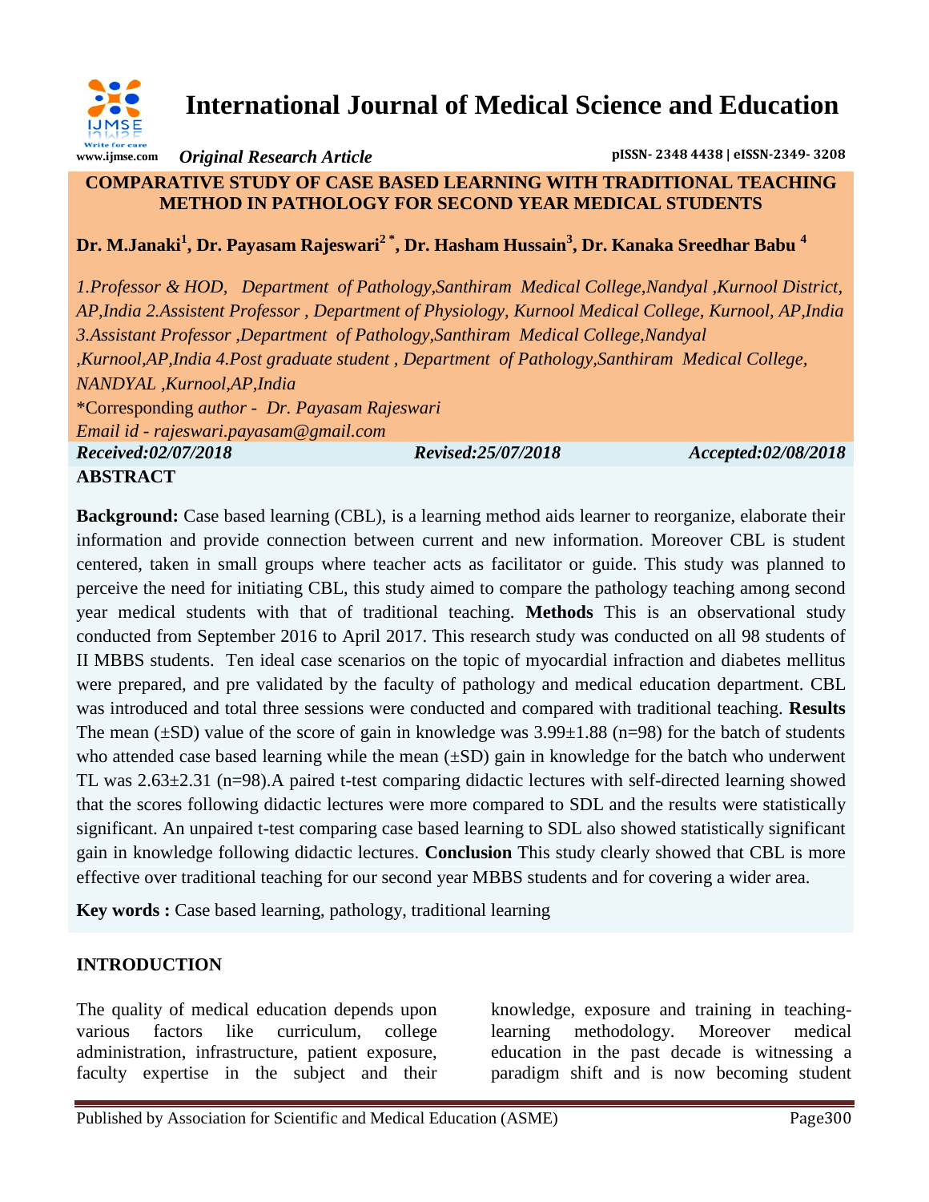# International Journal of Medical Science and Education

www.ijmse.com *Original Research Article* pISSN- 2348 4438 | eISSN-2349- 3208

## COMPARATIVE STUDY OF CASE BASED LEARNING WITH TRADITIONAL TEACHING METHOD IN PATHOLOGY FOR SECOND YEAR MEDICAL STUDENTS

**Dr. M.Janaki[1], Dr. Payasam Rajeswari[2 *], Dr. Hasham Hussain[3], Dr. Kanaka Sreedhar Babu [4]**

*1.Professor & HOD, Department of Pathology,Santhiram Medical College,Nandyal ,Kurnool District, AP,India 2.Assistent Professor , Department of Physiology, Kurnool Medical College, Kurnool, AP,India 3.Assistant Professor ,Department of Pathology,Santhiram Medical College,Nandyal ,Kurnool,AP,India 4.Post graduate student , Department of Pathology,Santhiram Medical College, NANDYAL ,Kurnool,AP,India*

*Corresponding *author - Dr. Payasam Rajeswari*

*Email id - rajeswari.payasam@gmail.com*

*Received:02/07/2018* *Revised:25/07/2018* *Accepted:02/08/2018*

## ABSTRACT

**Background:** Case based learning (CBL), is a learning method aids learner to reorganize, elaborate their information and provide connection between current and new information. Moreover CBL is student centered, taken in small groups where teacher acts as facilitator or guide. This study was planned to perceive the need for initiating CBL, this study aimed to compare the pathology teaching among second year medical students with that of traditional teaching. **Methods** This is an observational study conducted from September 2016 to April 2017. This research study was conducted on all 98 students of II MBBS students. Ten ideal case scenarios on the topic of myocardial infraction and diabetes mellitus were prepared, and pre validated by the faculty of pathology and medical education department. CBL was introduced and total three sessions were conducted and compared with traditional teaching. **Results** The mean (±SD) value of the score of gain in knowledge was 3.99±1.88 (n=98) for the batch of students who attended case based learning while the mean (±SD) gain in knowledge for the batch who underwent TL was 2.63±2.31 (n=98).A paired t-test comparing didactic lectures with self-directed learning showed that the scores following didactic lectures were more compared to SDL and the results were statistically significant. An unpaired t-test comparing case based learning to SDL also showed statistically significant gain in knowledge following didactic lectures. **Conclusion** This study clearly showed that CBL is more effective over traditional teaching for our second year MBBS students and for covering a wider area.

**Key words :** Case based learning, pathology, traditional learning

## INTRODUCTION

The quality of medical education depends upon various factors like curriculum, college administration, infrastructure, patient exposure, faculty expertise in the subject and their knowledge, exposure and training in teaching-learning methodology. Moreover medical education in the past decade is witnessing a paradigm shift and is now becoming student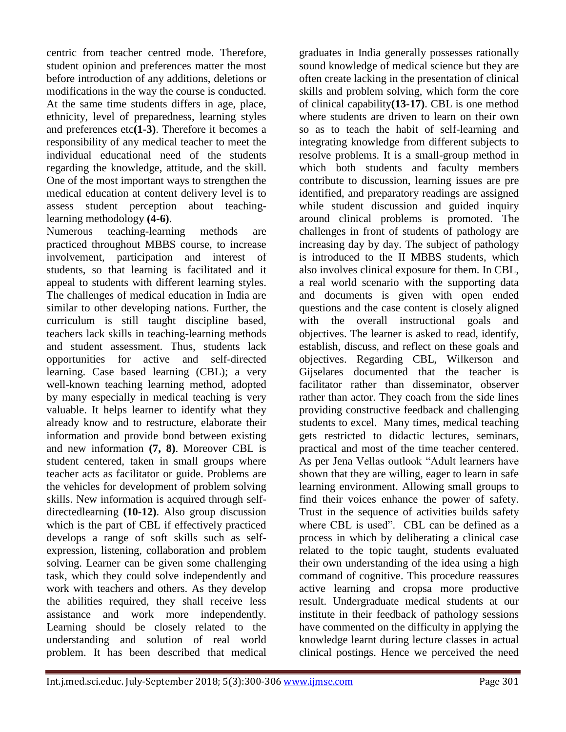centric from teacher centred mode. Therefore, student opinion and preferences matter the most before introduction of any additions, deletions or modifications in the way the course is conducted. At the same time students differs in age, place, ethnicity, level of preparedness, learning styles and preferences etc**(1-3)**. Therefore it becomes a responsibility of any medical teacher to meet the individual educational need of the students regarding the knowledge, attitude, and the skill. One of the most important ways to strengthen the medical education at content delivery level is to assess student perception about teaching-learning methodology **(4-6)**.

Numerous teaching-learning methods are practiced throughout MBBS course, to increase involvement, participation and interest of students, so that learning is facilitated and it appeal to students with different learning styles. The challenges of medical education in India are similar to other developing nations. Further, the curriculum is still taught discipline based, teachers lack skills in teaching-learning methods and student assessment. Thus, students lack opportunities for active and self-directed learning. Case based learning (CBL); a very well-known teaching learning method, adopted by many especially in medical teaching is very valuable. It helps learner to identify what they already know and to restructure, elaborate their information and provide bond between existing and new information **(7, 8)**. Moreover CBL is student centered, taken in small groups where teacher acts as facilitator or guide. Problems are the vehicles for development of problem solving skills. New information is acquired through self-directedlearning **(10-12)**. Also group discussion which is the part of CBL if effectively practiced develops a range of soft skills such as self-expression, listening, collaboration and problem solving. Learner can be given some challenging task, which they could solve independently and work with teachers and others. As they develop the abilities required, they shall receive less assistance and work more independently. Learning should be closely related to the understanding and solution of real world problem. It has been described that medical graduates in India generally possesses rationally sound knowledge of medical science but they are often create lacking in the presentation of clinical skills and problem solving, which form the core of clinical capability**(13-17)**. CBL is one method where students are driven to learn on their own so as to teach the habit of self-learning and integrating knowledge from different subjects to resolve problems. It is a small-group method in which both students and faculty members contribute to discussion, learning issues are pre identified, and preparatory readings are assigned while student discussion and guided inquiry around clinical problems is promoted. The challenges in front of students of pathology are increasing day by day. The subject of pathology is introduced to the II MBBS students, which also involves clinical exposure for them. In CBL, a real world scenario with the supporting data and documents is given with open ended questions and the case content is closely aligned with the overall instructional goals and objectives. The learner is asked to read, identify, establish, discuss, and reflect on these goals and objectives. Regarding CBL, Wilkerson and Gijselares documented that the teacher is facilitator rather than disseminator, observer rather than actor. They coach from the side lines providing constructive feedback and challenging students to excel. Many times, medical teaching gets restricted to didactic lectures, seminars, practical and most of the time teacher centered. As per Jena Vellas outlook "Adult learners have shown that they are willing, eager to learn in safe learning environment. Allowing small groups to find their voices enhance the power of safety. Trust in the sequence of activities builds safety where CBL is used". CBL can be defined as a process in which by deliberating a clinical case related to the topic taught, students evaluated their own understanding of the idea using a high command of cognitive. This procedure reassures active learning and cropsa more productive result. Undergraduate medical students at our institute in their feedback of pathology sessions have commented on the difficulty in applying the knowledge learnt during lecture classes in actual clinical postings. Hence we perceived the need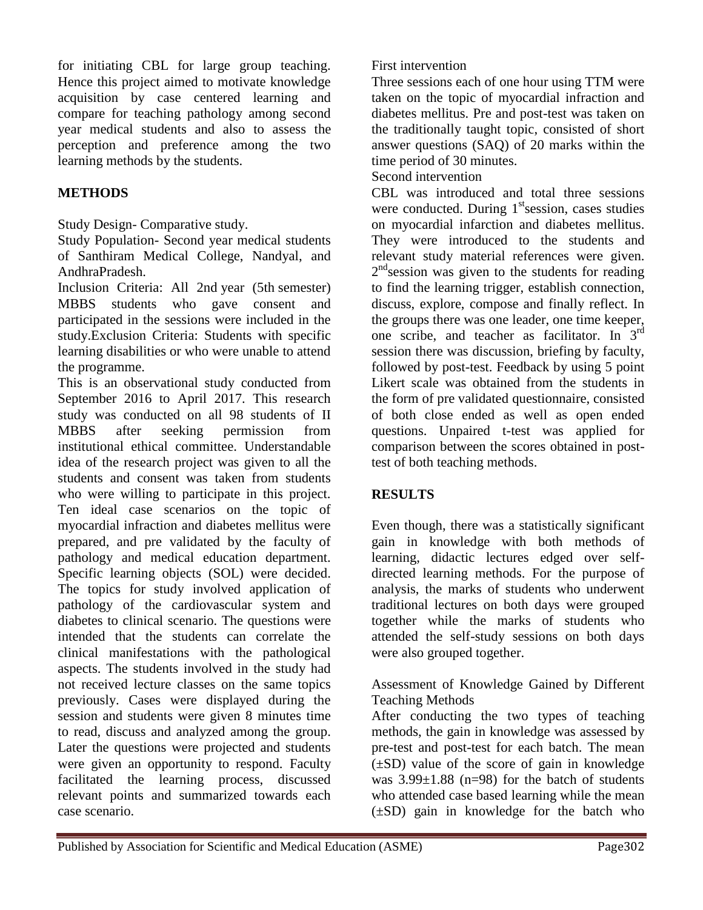for initiating CBL for large group teaching. Hence this project aimed to motivate knowledge acquisition by case centered learning and compare for teaching pathology among second year medical students and also to assess the perception and preference among the two learning methods by the students.

## METHODS

Study Design- Comparative study.

Study Population- Second year medical students of Santhiram Medical College, Nandyal, and AndhraPradesh.

Inclusion Criteria: All 2nd year (5th semester) MBBS students who gave consent and participated in the sessions were included in the study.Exclusion Criteria: Students with specific learning disabilities or who were unable to attend the programme.

This is an observational study conducted from September 2016 to April 2017. This research study was conducted on all 98 students of II MBBS after seeking permission from institutional ethical committee. Understandable idea of the research project was given to all the students and consent was taken from students who were willing to participate in this project. Ten ideal case scenarios on the topic of myocardial infraction and diabetes mellitus were prepared, and pre validated by the faculty of pathology and medical education department. Specific learning objects (SOL) were decided. The topics for study involved application of pathology of the cardiovascular system and diabetes to clinical scenario. The questions were intended that the students can correlate the clinical manifestations with the pathological aspects. The students involved in the study had not received lecture classes on the same topics previously. Cases were displayed during the session and students were given 8 minutes time to read, discuss and analyzed among the group. Later the questions were projected and students were given an opportunity to respond. Faculty facilitated the learning process, discussed relevant points and summarized towards each case scenario.

First intervention

Three sessions each of one hour using TTM were taken on the topic of myocardial infraction and diabetes mellitus. Pre and post-test was taken on the traditionally taught topic, consisted of short answer questions (SAQ) of 20 marks within the time period of 30 minutes.

Second intervention

CBL was introduced and total three sessions were conducted. During 1st session, cases studies on myocardial infarction and diabetes mellitus. They were introduced to the students and relevant study material references were given. 2nd session was given to the students for reading to find the learning trigger, establish connection, discuss, explore, compose and finally reflect. In the groups there was one leader, one time keeper, one scribe, and teacher as facilitator. In 3rd session there was discussion, briefing by faculty, followed by post-test. Feedback by using 5 point Likert scale was obtained from the students in the form of pre validated questionnaire, consisted of both close ended as well as open ended questions. Unpaired t-test was applied for comparison between the scores obtained in post-test of both teaching methods.

## RESULTS

Even though, there was a statistically significant gain in knowledge with both methods of learning, didactic lectures edged over self-directed learning methods. For the purpose of analysis, the marks of students who underwent traditional lectures on both days were grouped together while the marks of students who attended the self-study sessions on both days were also grouped together.

Assessment of Knowledge Gained by Different Teaching Methods

After conducting the two types of teaching methods, the gain in knowledge was assessed by pre-test and post-test for each batch. The mean (±SD) value of the score of gain in knowledge was 3.99±1.88 (n=98) for the batch of students who attended case based learning while the mean (±SD) gain in knowledge for the batch who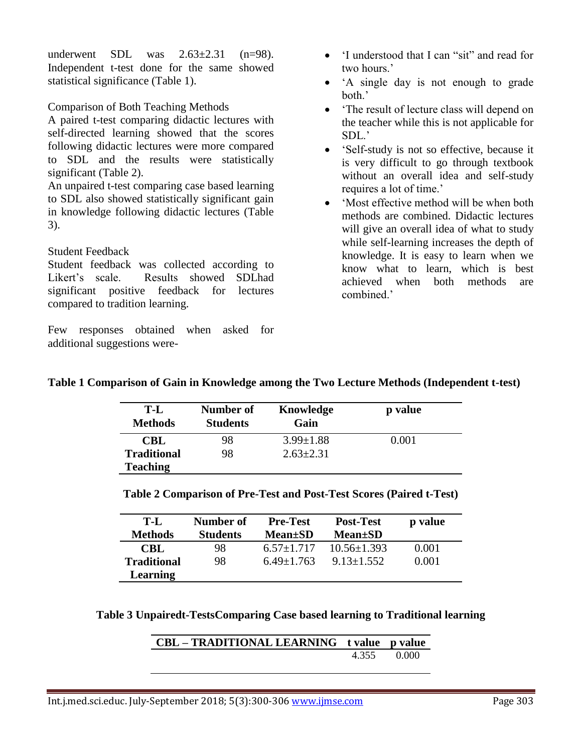underwent SDL was 2.63±2.31 (n=98). Independent t-test done for the same showed statistical significance (Table 1).

Comparison of Both Teaching Methods

A paired t-test comparing didactic lectures with self-directed learning showed that the scores following didactic lectures were more compared to SDL and the results were statistically significant (Table 2).

An unpaired t-test comparing case based learning to SDL also showed statistically significant gain in knowledge following didactic lectures (Table 3).

Student Feedback

Student feedback was collected according to Likert's scale. Results showed SDLhad significant positive feedback for lectures compared to tradition learning.

Few responses obtained when asked for additional suggestions were-

- 'I understood that I can "sit" and read for two hours.'
- 'A single day is not enough to grade both.'
- 'The result of lecture class will depend on the teacher while this is not applicable for SDL.'
- 'Self-study is not so effective, because it is very difficult to go through textbook without an overall idea and self-study requires a lot of time.'
- 'Most effective method will be when both methods are combined. Didactic lectures will give an overall idea of what to study while self-learning increases the depth of knowledge. It is easy to learn when we know what to learn, which is best achieved when both methods are combined.'

**Table 1 Comparison of Gain in Knowledge among the Two Lecture Methods (Independent t-test)**

| T-L Methods | Number of Students | Knowledge Gain | p value |
|---|---|---|---|
| **CBL** | 98 | 3.99±1.88 | 0.001 |
| **Traditional Teaching** | 98 | 2.63±2.31 | |

**Table 2 Comparison of Pre-Test and Post-Test Scores (Paired t-Test)**

| T-L Methods | Number of Students | Pre-Test Mean±SD | Post-Test Mean±SD | p value |
|---|---|---|---|---|
| **CBL** | 98 | 6.57±1.717 | 10.56±1.393 | 0.001 |
| **Traditional Learning** | 98 | 6.49±1.763 | 9.13±1.552 | 0.001 |

**Table 3 Unpairedt-TestsComparing Case based learning to Traditional learning**

| CBL – TRADITIONAL LEARNING | t value | p value |
|---|---|---|
| | 4.355 | 0.000 |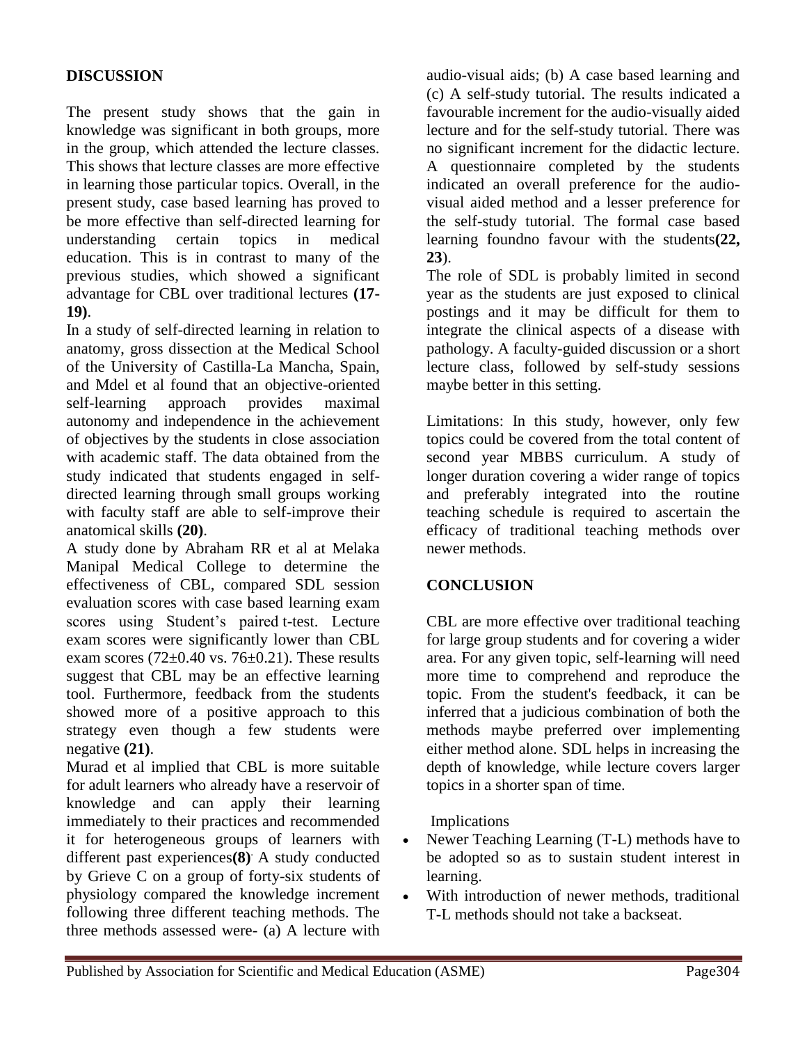## DISCUSSION

The present study shows that the gain in knowledge was significant in both groups, more in the group, which attended the lecture classes. This shows that lecture classes are more effective in learning those particular topics. Overall, in the present study, case based learning has proved to be more effective than self-directed learning for understanding certain topics in medical education. This is in contrast to many of the previous studies, which showed a significant advantage for CBL over traditional lectures **(17-19)**.

In a study of self-directed learning in relation to anatomy, gross dissection at the Medical School of the University of Castilla-La Mancha, Spain, and Mdel et al found that an objective-oriented self-learning approach provides maximal autonomy and independence in the achievement of objectives by the students in close association with academic staff. The data obtained from the study indicated that students engaged in self-directed learning through small groups working with faculty staff are able to self-improve their anatomical skills **(20)**.

A study done by Abraham RR et al at Melaka Manipal Medical College to determine the effectiveness of CBL, compared SDL session evaluation scores with case based learning exam scores using Student's paired t-test. Lecture exam scores were significantly lower than CBL exam scores (72±0.40 vs. 76±0.21). These results suggest that CBL may be an effective learning tool. Furthermore, feedback from the students showed more of a positive approach to this strategy even though a few students were negative **(21)**.

Murad et al implied that CBL is more suitable for adult learners who already have a reservoir of knowledge and can apply their learning immediately to their practices and recommended it for heterogeneous groups of learners with different past experiences**(8)**. A study conducted by Grieve C on a group of forty-six students of physiology compared the knowledge increment following three different teaching methods. The three methods assessed were- (a) A lecture with audio-visual aids; (b) A case based learning and (c) A self-study tutorial. The results indicated a favourable increment for the audio-visually aided lecture and for the self-study tutorial. There was no significant increment for the didactic lecture. A questionnaire completed by the students indicated an overall preference for the audio-visual aided method and a lesser preference for the self-study tutorial. The formal case based learning foundno favour with the students**(22, 23)**.

The role of SDL is probably limited in second year as the students are just exposed to clinical postings and it may be difficult for them to integrate the clinical aspects of a disease with pathology. A faculty-guided discussion or a short lecture class, followed by self-study sessions maybe better in this setting.

Limitations: In this study, however, only few topics could be covered from the total content of second year MBBS curriculum. A study of longer duration covering a wider range of topics and preferably integrated into the routine teaching schedule is required to ascertain the efficacy of traditional teaching methods over newer methods.

## CONCLUSION

CBL are more effective over traditional teaching for large group students and for covering a wider area. For any given topic, self-learning will need more time to comprehend and reproduce the topic. From the student's feedback, it can be inferred that a judicious combination of both the methods maybe preferred over implementing either method alone. SDL helps in increasing the depth of knowledge, while lecture covers larger topics in a shorter span of time.

Implications

- Newer Teaching Learning (T-L) methods have to be adopted so as to sustain student interest in learning.
- With introduction of newer methods, traditional T-L methods should not take a backseat.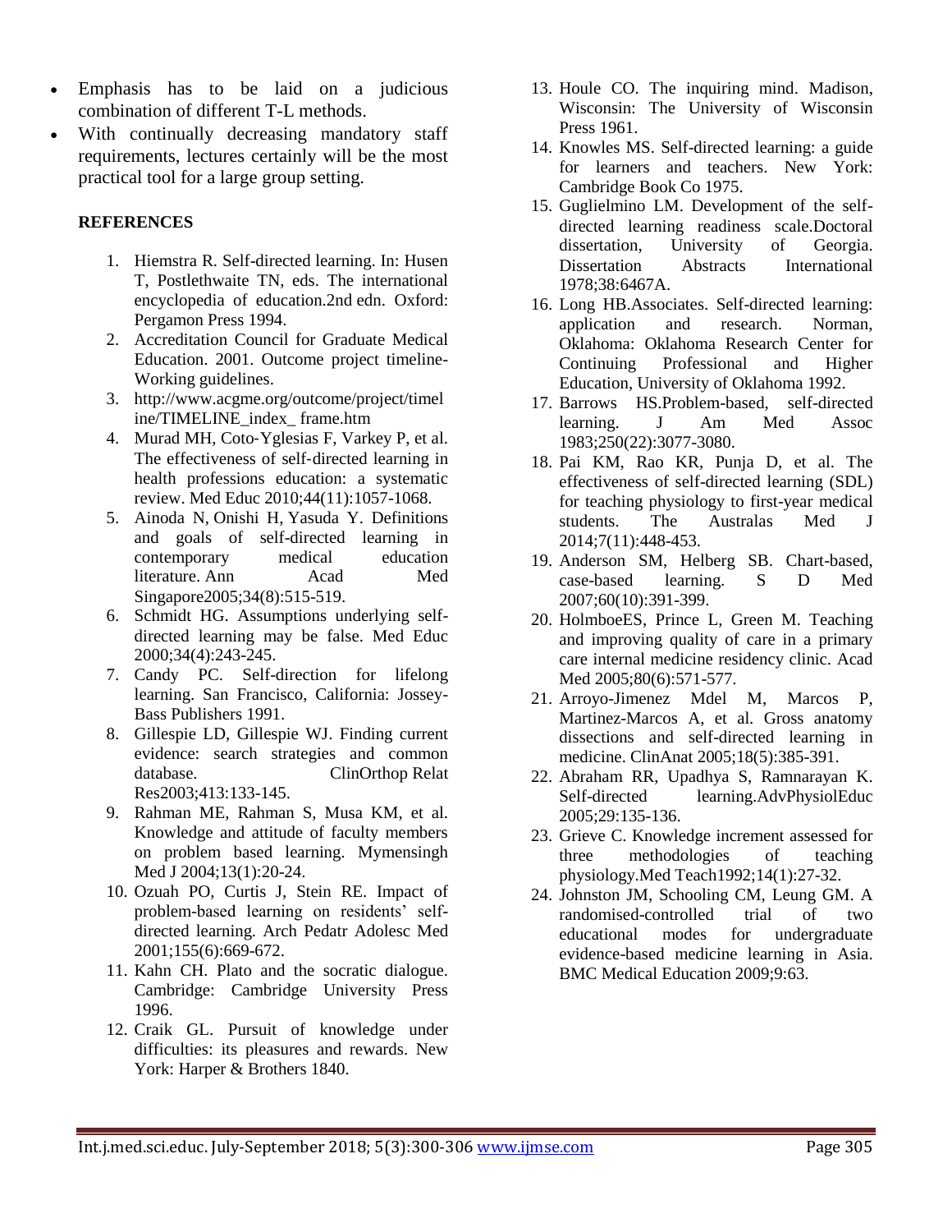- Emphasis has to be laid on a judicious combination of different T-L methods.
- With continually decreasing mandatory staff requirements, lectures certainly will be the most practical tool for a large group setting.

**REFERENCES**

1. Hiemstra R. Self-directed learning. In: Husen T, Postlethwaite TN, eds. The international encyclopedia of education.2nd edn. Oxford: Pergamon Press 1994.
2. Accreditation Council for Graduate Medical Education. 2001. Outcome project timeline-Working guidelines.
3. http://www.acgme.org/outcome/project/timeline/TIMELINE_index_ frame.htm
4. Murad MH, Coto-Yglesias F, Varkey P, et al. The effectiveness of self-directed learning in health professions education: a systematic review. Med Educ 2010;44(11):1057-1068.
5. Ainoda N, Onishi H, Yasuda Y. Definitions and goals of self-directed learning in contemporary medical education literature. Ann Acad Med Singapore2005;34(8):515-519.
6. Schmidt HG. Assumptions underlying self-directed learning may be false. Med Educ 2000;34(4):243-245.
7. Candy PC. Self-direction for lifelong learning. San Francisco, California: Jossey-Bass Publishers 1991.
8. Gillespie LD, Gillespie WJ. Finding current evidence: search strategies and common database. ClinOrthop Relat Res2003;413:133-145.
9. Rahman ME, Rahman S, Musa KM, et al. Knowledge and attitude of faculty members on problem based learning. Mymensingh Med J 2004;13(1):20-24.
10. Ozuah PO, Curtis J, Stein RE. Impact of problem-based learning on residents' self-directed learning. Arch Pedatr Adolesc Med 2001;155(6):669-672.
11. Kahn CH. Plato and the socratic dialogue. Cambridge: Cambridge University Press 1996.
12. Craik GL. Pursuit of knowledge under difficulties: its pleasures and rewards. New York: Harper & Brothers 1840.
13. Houle CO. The inquiring mind. Madison, Wisconsin: The University of Wisconsin Press 1961.
14. Knowles MS. Self-directed learning: a guide for learners and teachers. New York: Cambridge Book Co 1975.
15. Guglielmino LM. Development of the self-directed learning readiness scale.Doctoral dissertation, University of Georgia. Dissertation Abstracts International 1978;38:6467A.
16. Long HB.Associates. Self-directed learning: application and research. Norman, Oklahoma: Oklahoma Research Center for Continuing Professional and Higher Education, University of Oklahoma 1992.
17. Barrows HS.Problem-based, self-directed learning. J Am Med Assoc 1983;250(22):3077-3080.
18. Pai KM, Rao KR, Punja D, et al. The effectiveness of self-directed learning (SDL) for teaching physiology to first-year medical students. The Australas Med J 2014;7(11):448-453.
19. Anderson SM, Helberg SB. Chart-based, case-based learning. S D Med 2007;60(10):391-399.
20. HolmboeES, Prince L, Green M. Teaching and improving quality of care in a primary care internal medicine residency clinic. Acad Med 2005;80(6):571-577.
21. Arroyo-Jimenez Mdel M, Marcos P, Martinez-Marcos A, et al. Gross anatomy dissections and self-directed learning in medicine. ClinAnat 2005;18(5):385-391.
22. Abraham RR, Upadhya S, Ramnarayan K. Self-directed learning.AdvPhysiolEduc 2005;29:135-136.
23. Grieve C. Knowledge increment assessed for three methodologies of teaching physiology.Med Teach1992;14(1):27-32.
24. Johnston JM, Schooling CM, Leung GM. A randomised-controlled trial of two educational modes for undergraduate evidence-based medicine learning in Asia. BMC Medical Education 2009;9:63.